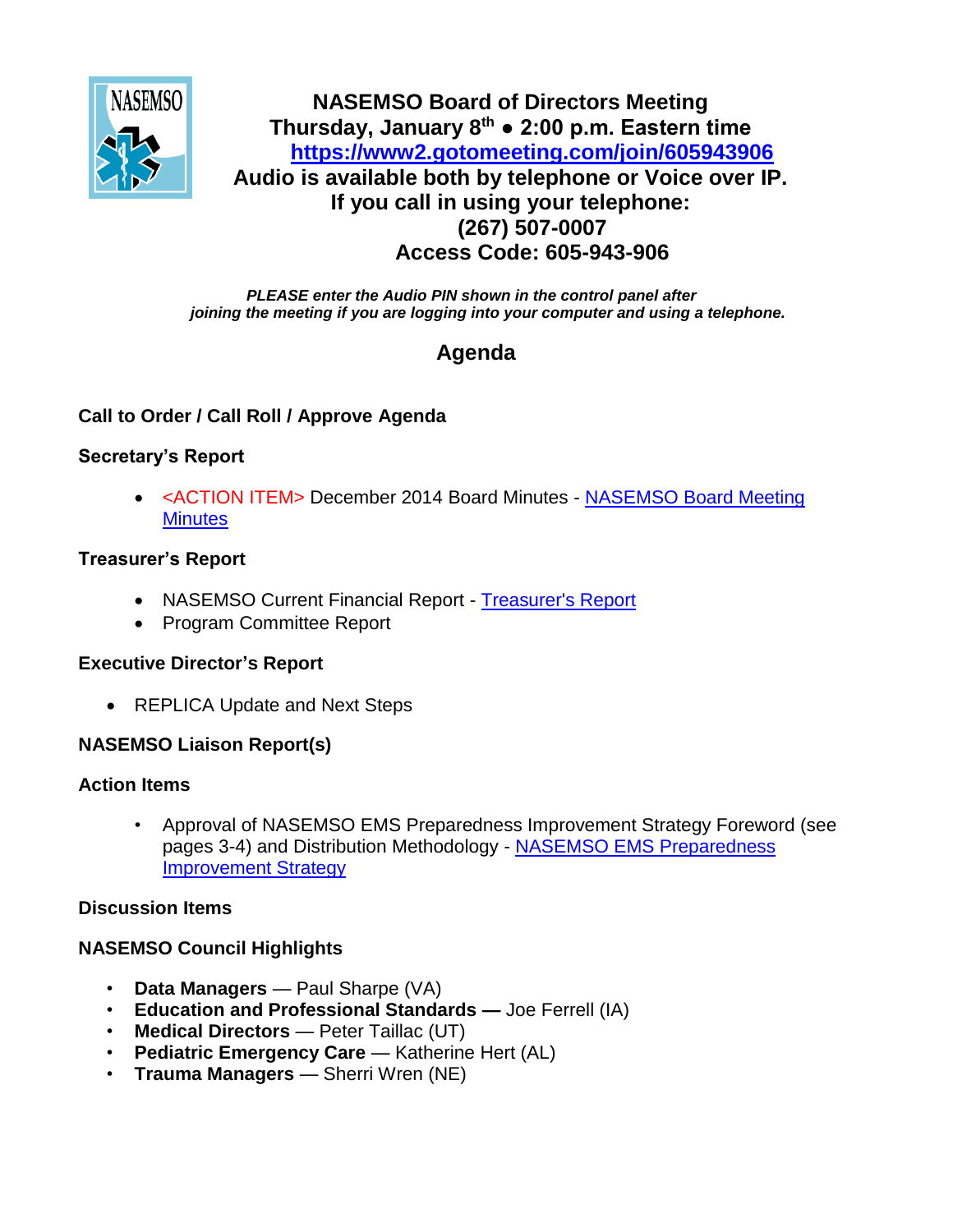# NASEMSO Board of Directors Meeting

**Thursday, January 8th ● 2:00 p.m. Eastern time**

**[https://www2.gotomeeting.com/join/605943906](https://www2.gotomeeting.com/join/605943906)**

**Audio is available both by telephone or Voice over IP.**

**If you call in using your telephone:**

**(267) 507-0007**

**Access Code: 605-943-906**

***PLEASE enter the Audio PIN shown in the control panel after joining the meeting if you are logging into your computer and using a telephone.***

## Agenda

### Call to Order / Call Roll / Approve Agenda

### Secretary's Report

- <ACTION ITEM> December 2014 Board Minutes - NASEMSO Board Meeting Minutes

### Treasurer's Report

- NASEMSO Current Financial Report - Treasurer's Report
- Program Committee Report

### Executive Director's Report

- REPLICA Update and Next Steps

### NASEMSO Liaison Report(s)

### Action Items

- Approval of NASEMSO EMS Preparedness Improvement Strategy Foreword (see pages 3-4) and Distribution Methodology - NASEMSO EMS Preparedness Improvement Strategy

### Discussion Items

### NASEMSO Council Highlights

- **Data Managers** — Paul Sharpe (VA)
- **Education and Professional Standards —** Joe Ferrell (IA)
- **Medical Directors** — Peter Taillac (UT)
- **Pediatric Emergency Care** — Katherine Hert (AL)
- **Trauma Managers** — Sherri Wren (NE)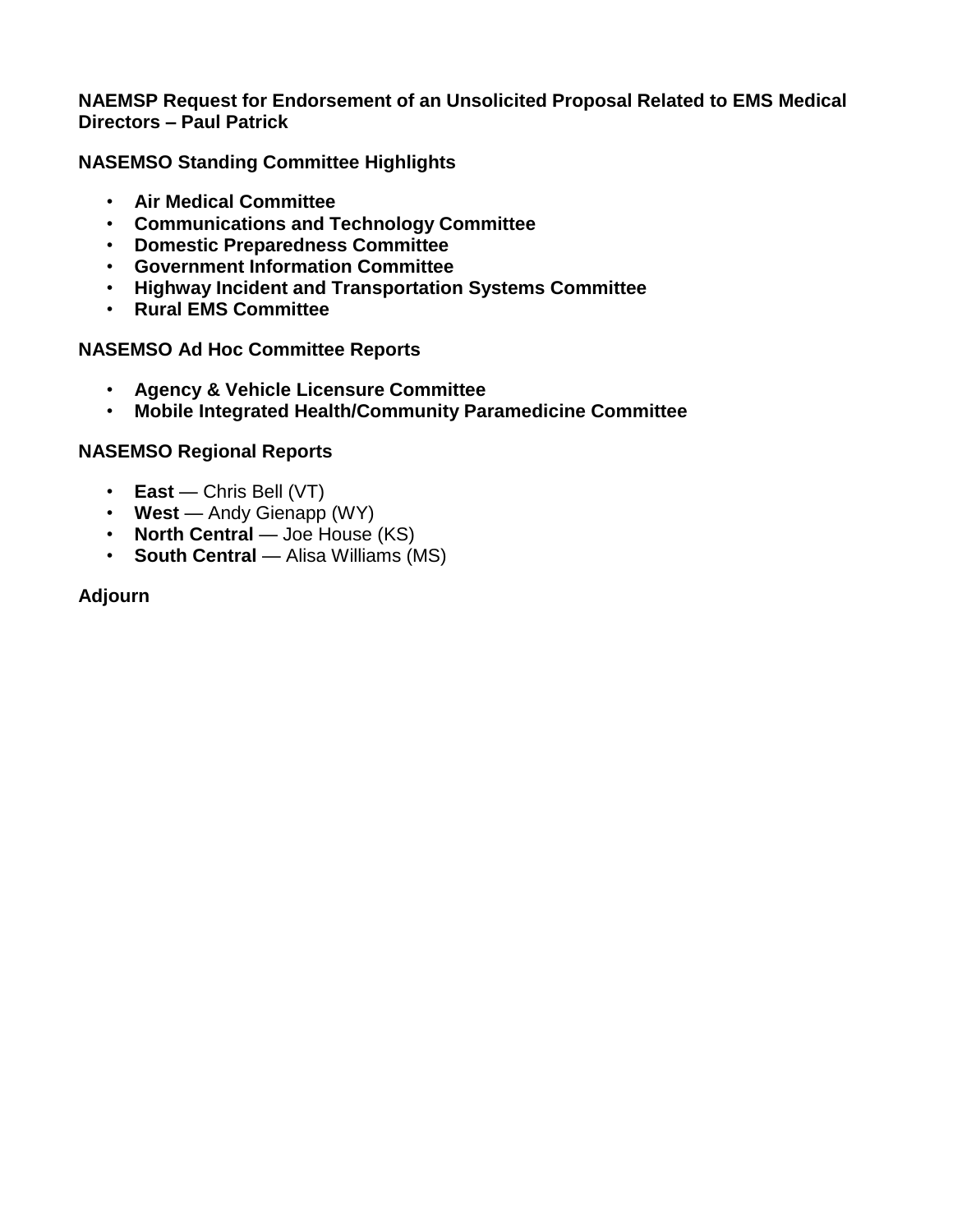**NAEMSP Request for Endorsement of an Unsolicited Proposal Related to EMS Medical Directors – Paul Patrick**

**NASEMSO Standing Committee Highlights**

- **Air Medical Committee**
- **Communications and Technology Committee**
- **Domestic Preparedness Committee**
- **Government Information Committee**
- **Highway Incident and Transportation Systems Committee**
- **Rural EMS Committee**

**NASEMSO Ad Hoc Committee Reports**

- **Agency & Vehicle Licensure Committee**
- **Mobile Integrated Health/Community Paramedicine Committee**

**NASEMSO Regional Reports**

- **East** — Chris Bell (VT)
- **West** — Andy Gienapp (WY)
- **North Central** — Joe House (KS)
- **South Central** — Alisa Williams (MS)

**Adjourn**